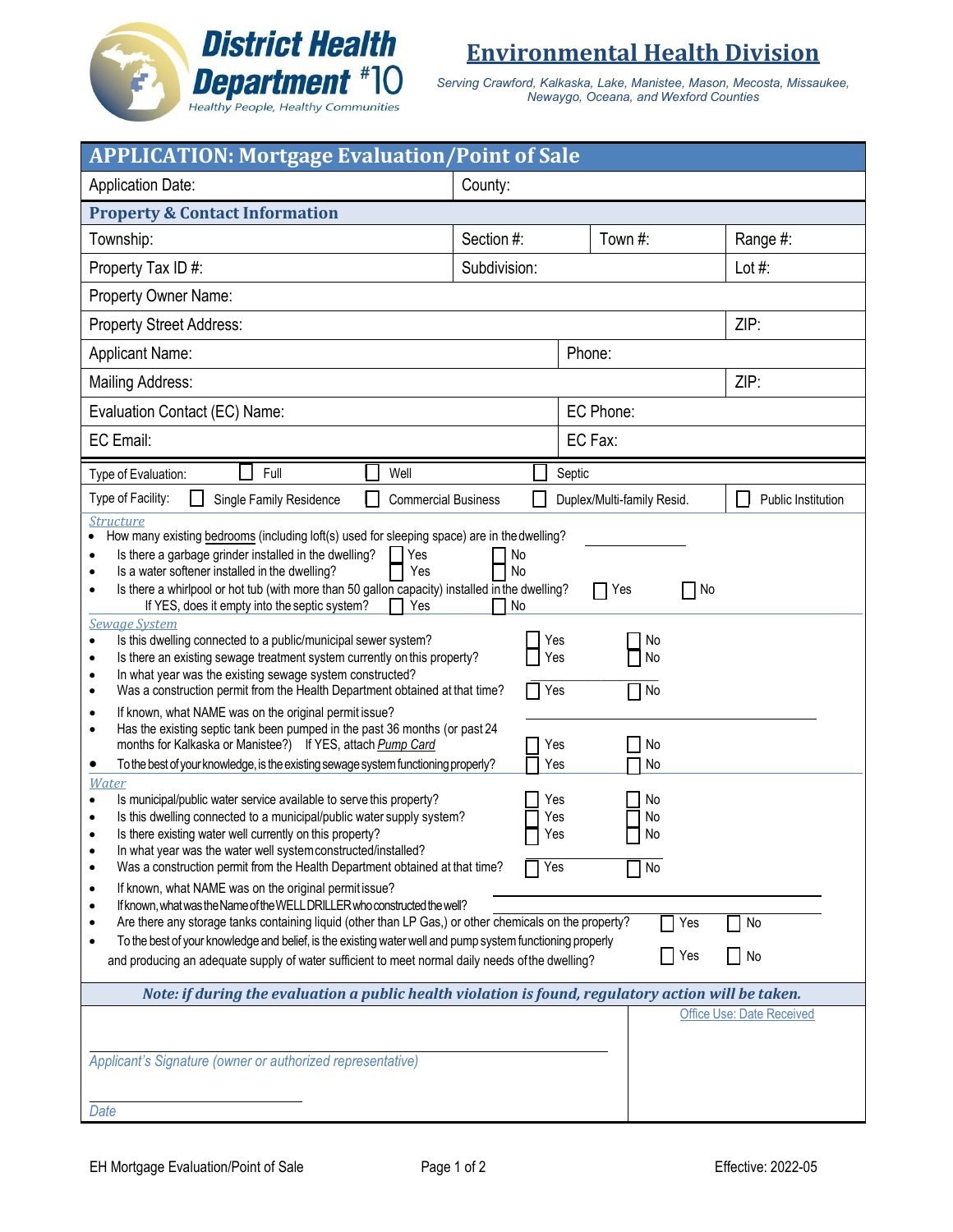**District Health Department #10**
*Healthy People, Healthy Communities*

# Environmental Health Division

*Serving Crawford, Kalkaska, Lake, Manistee, Mason, Mecosta, Missaukee, Newaygo, Oceana, and Wexford Counties*

## APPLICATION: Mortgage Evaluation/Point of Sale

| Application Date: | | County: | |
|---|---|---|---|

### Property & Contact Information

| Township: | Section #: | Town #: | Range #: |
|---|---|---|---|
| Property Tax ID #: | Subdivision: | | Lot #: |
| Property Owner Name: | | | |
| Property Street Address: | | | ZIP: |
| Applicant Name: | | Phone: | |
| Mailing Address: | | | ZIP: |
| Evaluation Contact (EC) Name: | | EC Phone: | |
| EC Email: | | EC Fax: | |

Type of Evaluation: ☐ Full ☐ Well ☐ Septic

Type of Facility: ☐ Single Family Residence ☐ Commercial Business ☐ Duplex/Multi-family Resid. ☐ Public Institution

### *Structure*

- How many existing bedrooms (including loft(s) used for sleeping space) are in the dwelling? ________
- Is there a garbage grinder installed in the dwelling? ☐ Yes ☐ No
- Is a water softener installed in the dwelling? ☐ Yes ☐ No
- Is there a whirlpool or hot tub (with more than 50 gallon capacity) installed in the dwelling? ☐ Yes ☐ No
  - If YES, does it empty into the septic system? ☐ Yes ☐ No

### *Sewage System*

- Is this dwelling connected to a public/municipal sewer system? ☐ Yes ☐ No
- Is there an existing sewage treatment system currently on this property? ☐ Yes ☐ No
- In what year was the existing sewage system constructed? ________
- Was a construction permit from the Health Department obtained at that time? ☐ Yes ☐ No
- If known, what NAME was on the original permit issue? ________
- Has the existing septic tank been pumped in the past 36 months (or past 24 months for Kalkaska or Manistee?) If YES, attach *Pump Card* ☐ Yes ☐ No
- To the best of your knowledge, is the existing sewage system functioning properly? ☐ Yes ☐ No

### *Water*

- Is municipal/public water service available to serve this property? ☐ Yes ☐ No
- Is this dwelling connected to a municipal/public water supply system? ☐ Yes ☐ No
- Is there existing water well currently on this property? ☐ Yes ☐ No
- In what year was the water well system constructed/installed? ________
- Was a construction permit from the Health Department obtained at that time? ☐ Yes ☐ No
- If known, what NAME was on the original permit issue? ________
- If known, what was the Name of the WELL DRILLER who constructed the well? ________
- Are there any storage tanks containing liquid (other than LP Gas,) or other chemicals on the property? ☐ Yes ☐ No
- To the best of your knowledge and belief, is the existing water well and pump system functioning properly and producing an adequate supply of water sufficient to meet normal daily needs of the dwelling? ☐ Yes ☐ No

***Note: if during the evaluation a public health violation is found, regulatory action will be taken.***

________________________________
*Applicant's Signature (owner or authorized representative)*

________________
*Date*

Office Use: Date Received

EH Mortgage Evaluation/Point of Sale — Effective: 2022-05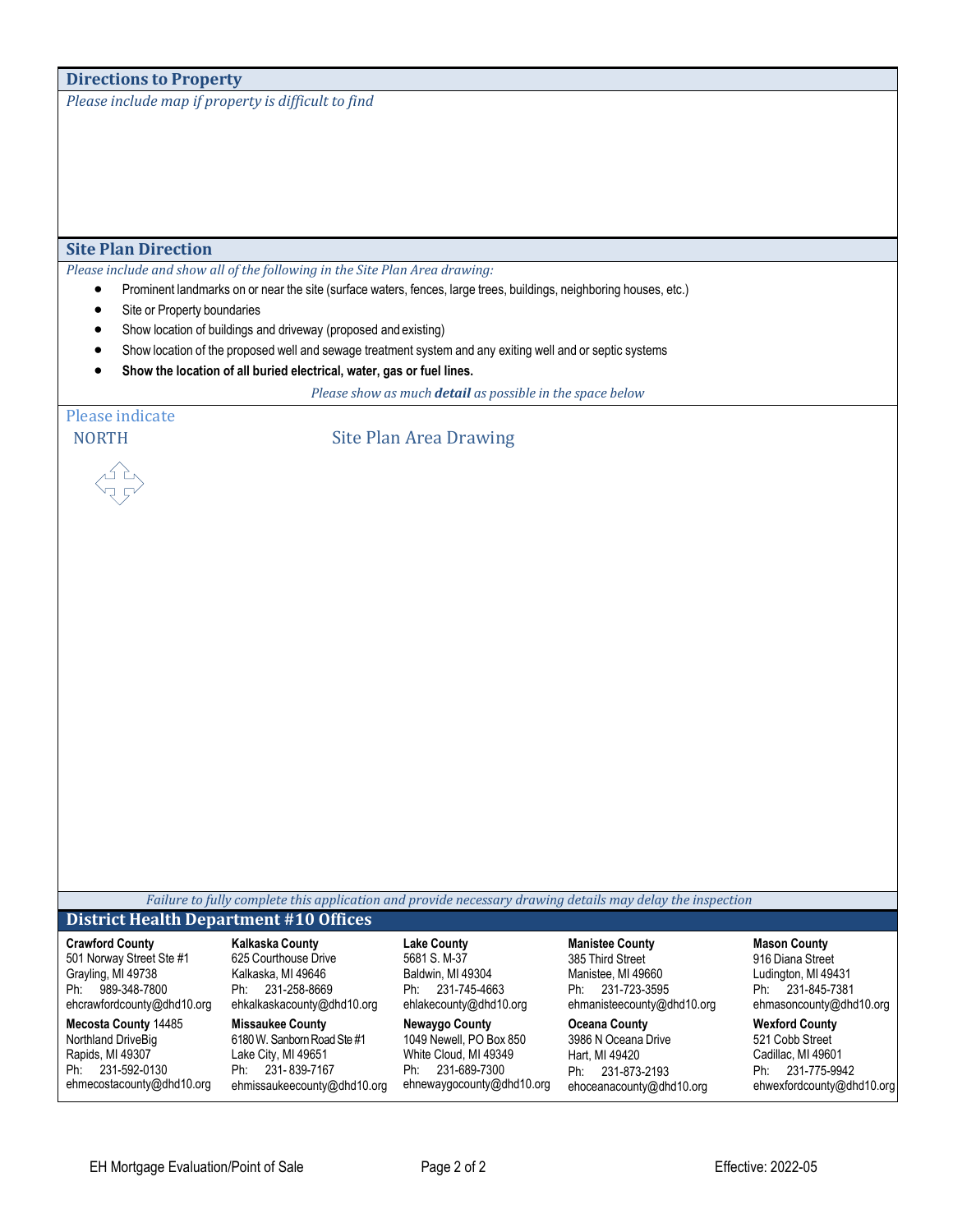## Directions to Property

*Please include map if property is difficult to find*

## Site Plan Direction

*Please include and show all of the following in the Site Plan Area drawing:*

- Prominent landmarks on or near the site (surface waters, fences, large trees, buildings, neighboring houses, etc.)
- Site or Property boundaries
- Show location of buildings and driveway (proposed and existing)
- Show location of the proposed well and sewage treatment system and any exiting well and or septic systems
- **Show the location of all buried electrical, water, gas or fuel lines.**

*Please show as much **detail** as possible in the space below*

Please indicate
NORTH

Site Plan Area Drawing

*Failure to fully complete this application and provide necessary drawing details may delay the inspection*

## District Health Department #10 Offices

**Crawford County**
501 Norway Street Ste #1
Grayling, MI 49738
Ph: 989-348-7800
ehcrawfordcounty@dhd10.org

**Kalkaska County**
625 Courthouse Drive
Kalkaska, MI 49646
Ph: 231-258-8669
ehkalkaskacounty@dhd10.org

**Lake County**
5681 S. M-37
Baldwin, MI 49304
Ph: 231-745-4663
ehlakecounty@dhd10.org

**Manistee County**
385 Third Street
Manistee, MI 49660
Ph: 231-723-3595
ehmanisteecounty@dhd10.org

**Mason County**
916 Diana Street
Ludington, MI 49431
Ph: 231-845-7381
ehmasoncounty@dhd10.org

**Mecosta County** 14485
Northland DriveBig
Rapids, MI 49307
Ph: 231-592-0130
ehmecostacounty@dhd10.org

**Missaukee County**
6180 W. Sanborn Road Ste #1
Lake City, MI 49651
Ph: 231- 839-7167
ehmissaukeecounty@dhd10.org

**Newaygo County**
1049 Newell, PO Box 850
White Cloud, MI 49349
Ph: 231-689-7300
ehnewaygocounty@dhd10.org

**Oceana County**
3986 N Oceana Drive
Hart, MI 49420
Ph: 231-873-2193
ehoceanacounty@dhd10.org

**Wexford County**
521 Cobb Street
Cadillac, MI 49601
Ph: 231-775-9942
ehwexfordcounty@dhd10.org

EH Mortgage Evaluation/Point of Sale

Effective: 2022-05